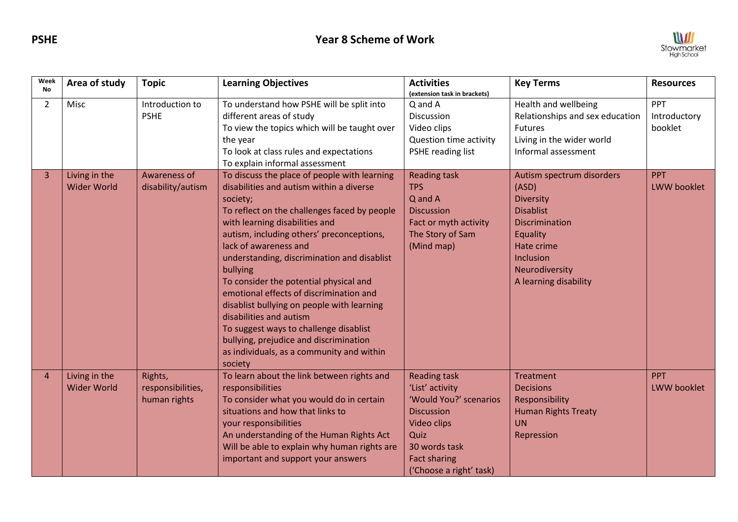**PSHE** | **Year 8 Scheme of Work** | Stowmarket High School

| Week No | Area of study | Topic | Learning Objectives | Activities (extension task in brackets) | Key Terms | Resources |
|---|---|---|---|---|---|---|
| 2 | Misc | Introduction to PSHE | To understand how PSHE will be split into different areas of study<br>To view the topics which will be taught over the year<br>To look at class rules and expectations<br>To explain informal assessment | Q and A<br>Discussion<br>Video clips<br>Question time activity<br>PSHE reading list | Health and wellbeing<br>Relationships and sex education<br>Futures<br>Living in the wider world<br>Informal assessment | PPT<br>Introductory booklet |
| 3 | Living in the Wider World | Awareness of disability/autism | To discuss the place of people with learning disabilities and autism within a diverse society;<br>To reflect on the challenges faced by people with learning disabilities and autism, including others' preconceptions, lack of awareness and understanding, discrimination and disablist bullying<br>To consider the potential physical and emotional effects of discrimination and disablist bullying on people with learning disabilities and autism<br>To suggest ways to challenge disablist bullying, prejudice and discrimination as individuals, as a community and within society | Reading task<br>TPS<br>Q and A<br>Discussion<br>Fact or myth activity<br>The Story of Sam<br>(Mind map) | Autism spectrum disorders (ASD)<br>Diversity<br>Disablist<br>Discrimination<br>Equality<br>Hate crime<br>Inclusion<br>Neurodiversity<br>A learning disability | PPT<br>LWW booklet |
| 4 | Living in the Wider World | Rights, responsibilities, human rights | To learn about the link between rights and responsibilities<br>To consider what you would do in certain situations and how that links to your responsibilities<br>An understanding of the Human Rights Act<br>Will be able to explain why human rights are important and support your answers | Reading task<br>'List' activity<br>'Would You?' scenarios<br>Discussion<br>Video clips<br>Quiz<br>30 words task<br>Fact sharing<br>('Choose a right' task) | Treatment<br>Decisions<br>Responsibility<br>Human Rights Treaty<br>UN<br>Repression | PPT<br>LWW booklet |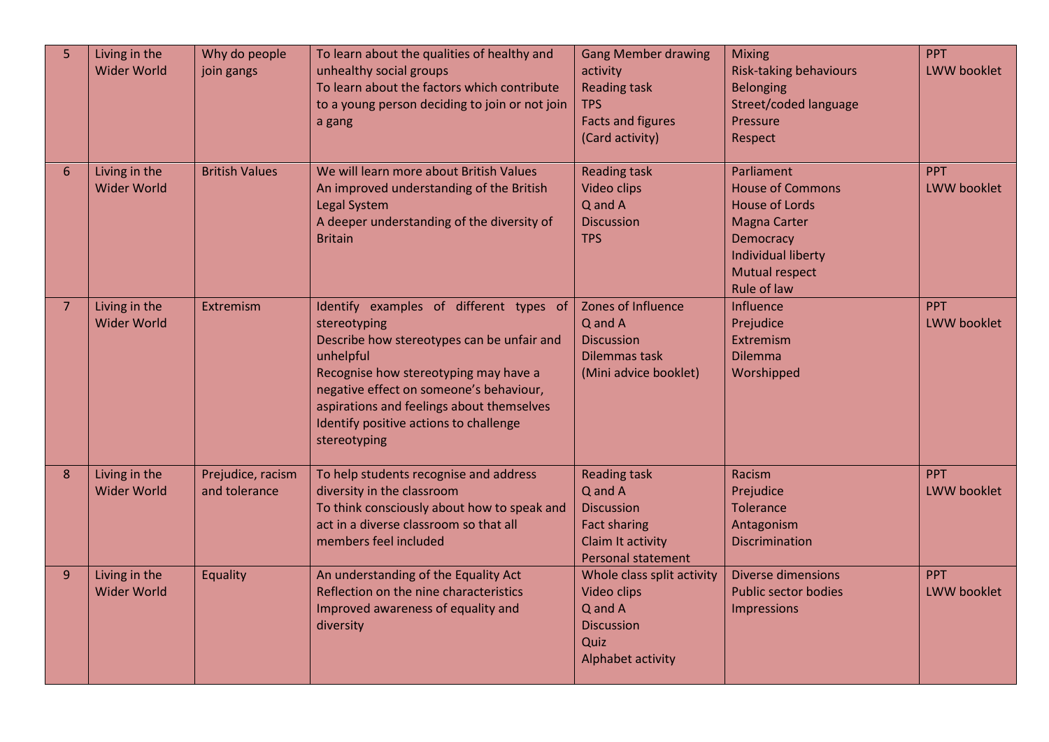| 5 | Living in the Wider World | Why do people join gangs | To learn about the qualities of healthy and unhealthy social groups<br>To learn about the factors which contribute to a young person deciding to join or not join a gang | Gang Member drawing activity<br>Reading task<br>TPS<br>Facts and figures<br>(Card activity) | Mixing<br>Risk-taking behaviours<br>Belonging<br>Street/coded language<br>Pressure<br>Respect | PPT<br>LWW booklet |
|---|---|---|---|---|---|---|
| 6 | Living in the Wider World | British Values | We will learn more about British Values<br>An improved understanding of the British Legal System<br>A deeper understanding of the diversity of Britain | Reading task<br>Video clips<br>Q and A<br>Discussion<br>TPS | Parliament<br>House of Commons<br>House of Lords<br>Magna Carter<br>Democracy<br>Individual liberty<br>Mutual respect<br>Rule of law | PPT<br>LWW booklet |
| 7 | Living in the Wider World | Extremism | Identify examples of different types of stereotyping<br>Describe how stereotypes can be unfair and unhelpful<br>Recognise how stereotyping may have a negative effect on someone's behaviour, aspirations and feelings about themselves<br>Identify positive actions to challenge stereotyping | Zones of Influence<br>Q and A<br>Discussion<br>Dilemmas task<br>(Mini advice booklet) | Influence<br>Prejudice<br>Extremism<br>Dilemma<br>Worshipped | PPT<br>LWW booklet |
| 8 | Living in the Wider World | Prejudice, racism and tolerance | To help students recognise and address diversity in the classroom<br>To think consciously about how to speak and act in a diverse classroom so that all members feel included | Reading task<br>Q and A<br>Discussion<br>Fact sharing<br>Claim It activity<br>Personal statement | Racism<br>Prejudice<br>Tolerance<br>Antagonism<br>Discrimination | PPT<br>LWW booklet |
| 9 | Living in the Wider World | Equality | An understanding of the Equality Act<br>Reflection on the nine characteristics<br>Improved awareness of equality and diversity | Whole class split activity<br>Video clips<br>Q and A<br>Discussion<br>Quiz<br>Alphabet activity | Diverse dimensions<br>Public sector bodies<br>Impressions | PPT<br>LWW booklet |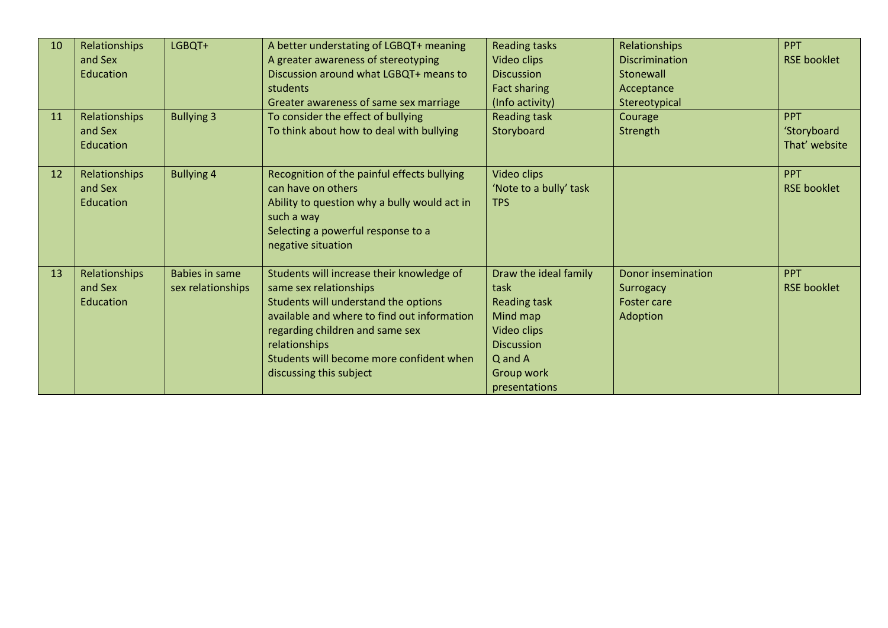| 10 | Relationships and Sex Education | LGBQT+ | A better understating of LGBQT+ meaning<br>A greater awareness of stereotyping<br>Discussion around what LGBQT+ means to students<br>Greater awareness of same sex marriage | Reading tasks<br>Video clips<br>Discussion<br>Fact sharing<br>(Info activity) | Relationships<br>Discrimination<br>Stonewall<br>Acceptance<br>Stereotypical | PPT<br>RSE booklet |
|---|---|---|---|---|---|---|
| 11 | Relationships and Sex Education | Bullying 3 | To consider the effect of bullying<br>To think about how to deal with bullying | Reading task<br>Storyboard | Courage<br>Strength | PPT<br>'Storyboard That' website |
| 12 | Relationships and Sex Education | Bullying 4 | Recognition of the painful effects bullying can have on others<br>Ability to question why a bully would act in such a way<br>Selecting a powerful response to a negative situation | Video clips<br>'Note to a bully' task<br>TPS | | PPT<br>RSE booklet |
| 13 | Relationships and Sex Education | Babies in same sex relationships | Students will increase their knowledge of same sex relationships<br>Students will understand the options available and where to find out information regarding children and same sex relationships<br>Students will become more confident when discussing this subject | Draw the ideal family task<br>Reading task<br>Mind map<br>Video clips<br>Discussion<br>Q and A<br>Group work presentations | Donor insemination<br>Surrogacy<br>Foster care<br>Adoption | PPT<br>RSE booklet |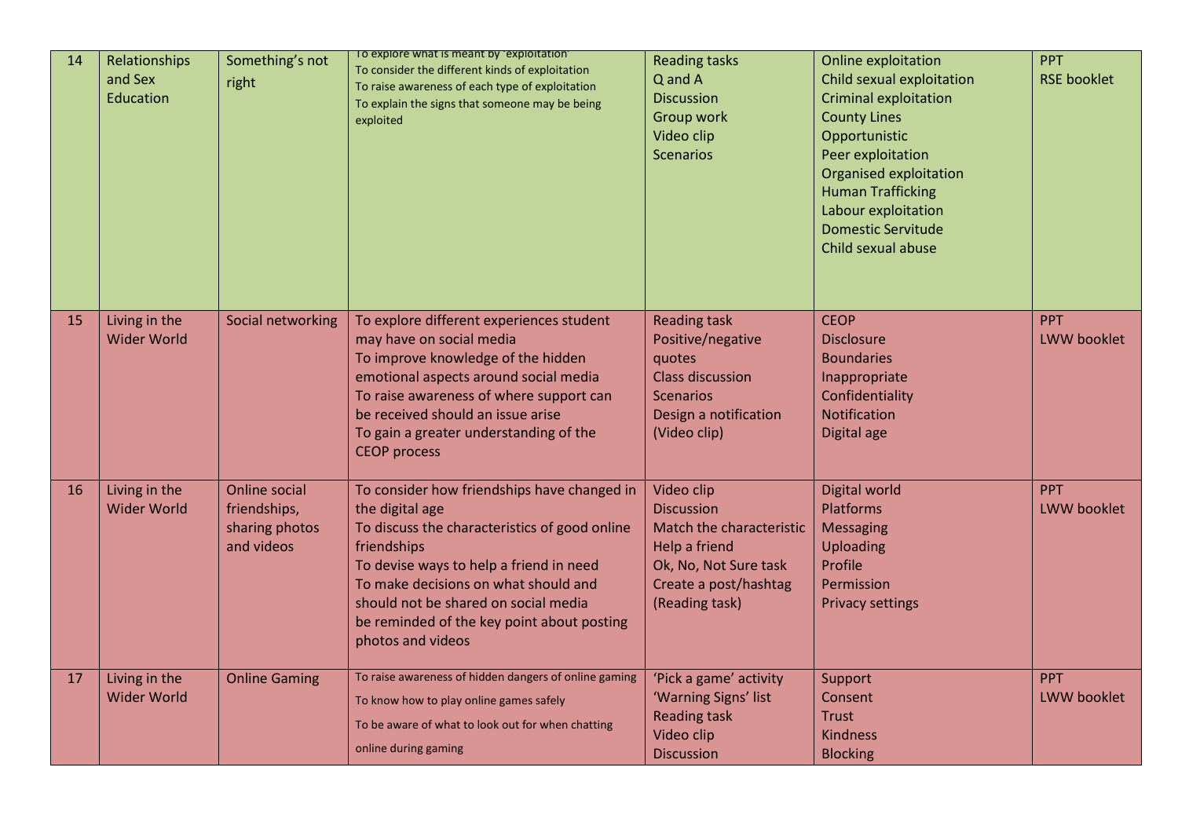| 14 | Relationships and Sex Education | Something's not right | To explore what is meant by 'exploitation'<br>To consider the different kinds of exploitation<br>To raise awareness of each type of exploitation<br>To explain the signs that someone may be being exploited | Reading tasks<br>Q and A<br>Discussion<br>Group work<br>Video clip<br>Scenarios | Online exploitation<br>Child sexual exploitation<br>Criminal exploitation<br>County Lines<br>Opportunistic<br>Peer exploitation<br>Organised exploitation<br>Human Trafficking<br>Labour exploitation<br>Domestic Servitude<br>Child sexual abuse | PPT<br>RSE booklet |
|---|---|---|---|---|---|---|
| 15 | Living in the Wider World | Social networking | To explore different experiences student may have on social media<br>To improve knowledge of the hidden emotional aspects around social media<br>To raise awareness of where support can be received should an issue arise<br>To gain a greater understanding of the CEOP process | Reading task<br>Positive/negative quotes<br>Class discussion<br>Scenarios<br>Design a notification<br>(Video clip) | CEOP<br>Disclosure<br>Boundaries<br>Inappropriate<br>Confidentiality<br>Notification<br>Digital age | PPT<br>LWW booklet |
| 16 | Living in the Wider World | Online social friendships, sharing photos and videos | To consider how friendships have changed in the digital age<br>To discuss the characteristics of good online friendships<br>To devise ways to help a friend in need<br>To make decisions on what should and should not be shared on social media<br>be reminded of the key point about posting photos and videos | Video clip<br>Discussion<br>Match the characteristic<br>Help a friend<br>Ok, No, Not Sure task<br>Create a post/hashtag<br>(Reading task) | Digital world<br>Platforms<br>Messaging<br>Uploading<br>Profile<br>Permission<br>Privacy settings | PPT<br>LWW booklet |
| 17 | Living in the Wider World | Online Gaming | To raise awareness of hidden dangers of online gaming<br>To know how to play online games safely<br>To be aware of what to look out for when chatting online during gaming | 'Pick a game' activity<br>'Warning Signs' list<br>Reading task<br>Video clip<br>Discussion | Support<br>Consent<br>Trust<br>Kindness<br>Blocking | PPT<br>LWW booklet |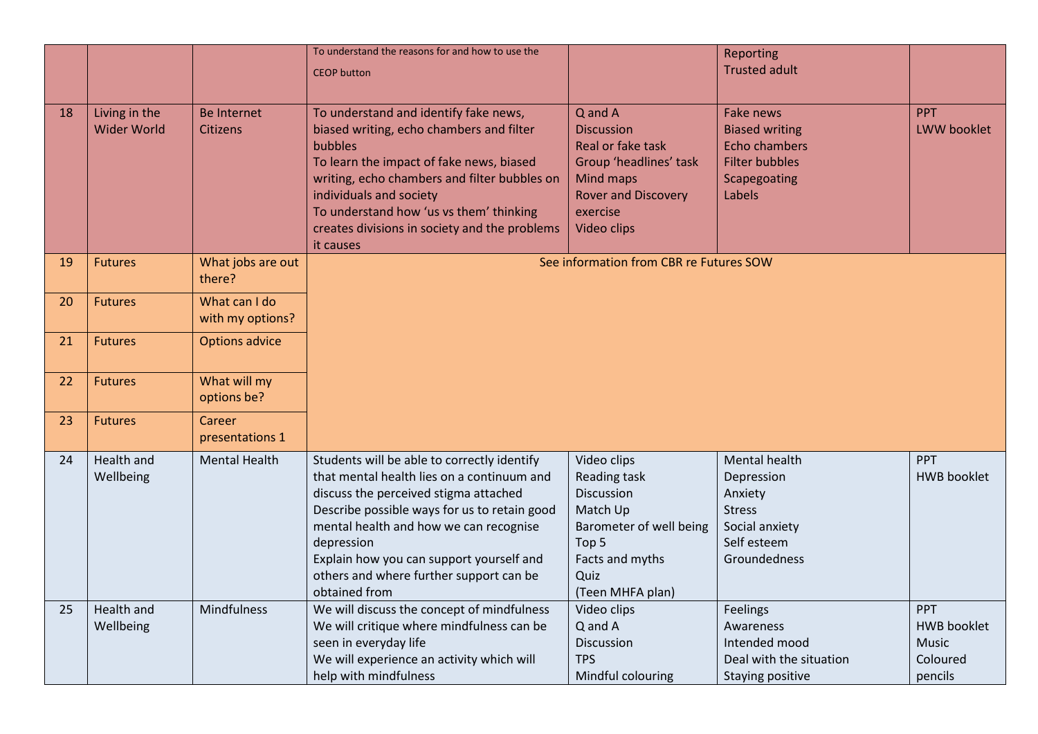| | | | | | | |
|---|---|---|---|---|---|---|
| | | | To understand the reasons for and how to use the CEOP button | | Reporting<br>Trusted adult | |
| 18 | Living in the Wider World | Be Internet Citizens | To understand and identify fake news, biased writing, echo chambers and filter bubbles<br>To learn the impact of fake news, biased writing, echo chambers and filter bubbles on individuals and society<br>To understand how 'us vs them' thinking creates divisions in society and the problems it causes | Q and A<br>Discussion<br>Real or fake task<br>Group 'headlines' task<br>Mind maps<br>Rover and Discovery exercise<br>Video clips | Fake news<br>Biased writing<br>Echo chambers<br>Filter bubbles<br>Scapegoating<br>Labels | PPT<br>LWW booklet |
| 19 | Futures | What jobs are out there? | See information from CBR re Futures SOW | | | |
| 20 | Futures | What can I do with my options? | | | | |
| 21 | Futures | Options advice | | | | |
| 22 | Futures | What will my options be? | | | | |
| 23 | Futures | Career presentations 1 | | | | |
| 24 | Health and Wellbeing | Mental Health | Students will be able to correctly identify that mental health lies on a continuum and discuss the perceived stigma attached<br>Describe possible ways for us to retain good mental health and how we can recognise depression<br>Explain how you can support yourself and others and where further support can be obtained from | Video clips<br>Reading task<br>Discussion<br>Match Up<br>Barometer of well being<br>Top 5<br>Facts and myths<br>Quiz<br>(Teen MHFA plan) | Mental health<br>Depression<br>Anxiety<br>Stress<br>Social anxiety<br>Self esteem<br>Groundedness | PPT<br>HWB booklet |
| 25 | Health and Wellbeing | Mindfulness | We will discuss the concept of mindfulness<br>We will critique where mindfulness can be seen in everyday life<br>We will experience an activity which will help with mindfulness | Video clips<br>Q and A<br>Discussion<br>TPS<br>Mindful colouring | Feelings<br>Awareness<br>Intended mood<br>Deal with the situation<br>Staying positive | PPT<br>HWB booklet<br>Music<br>Coloured pencils |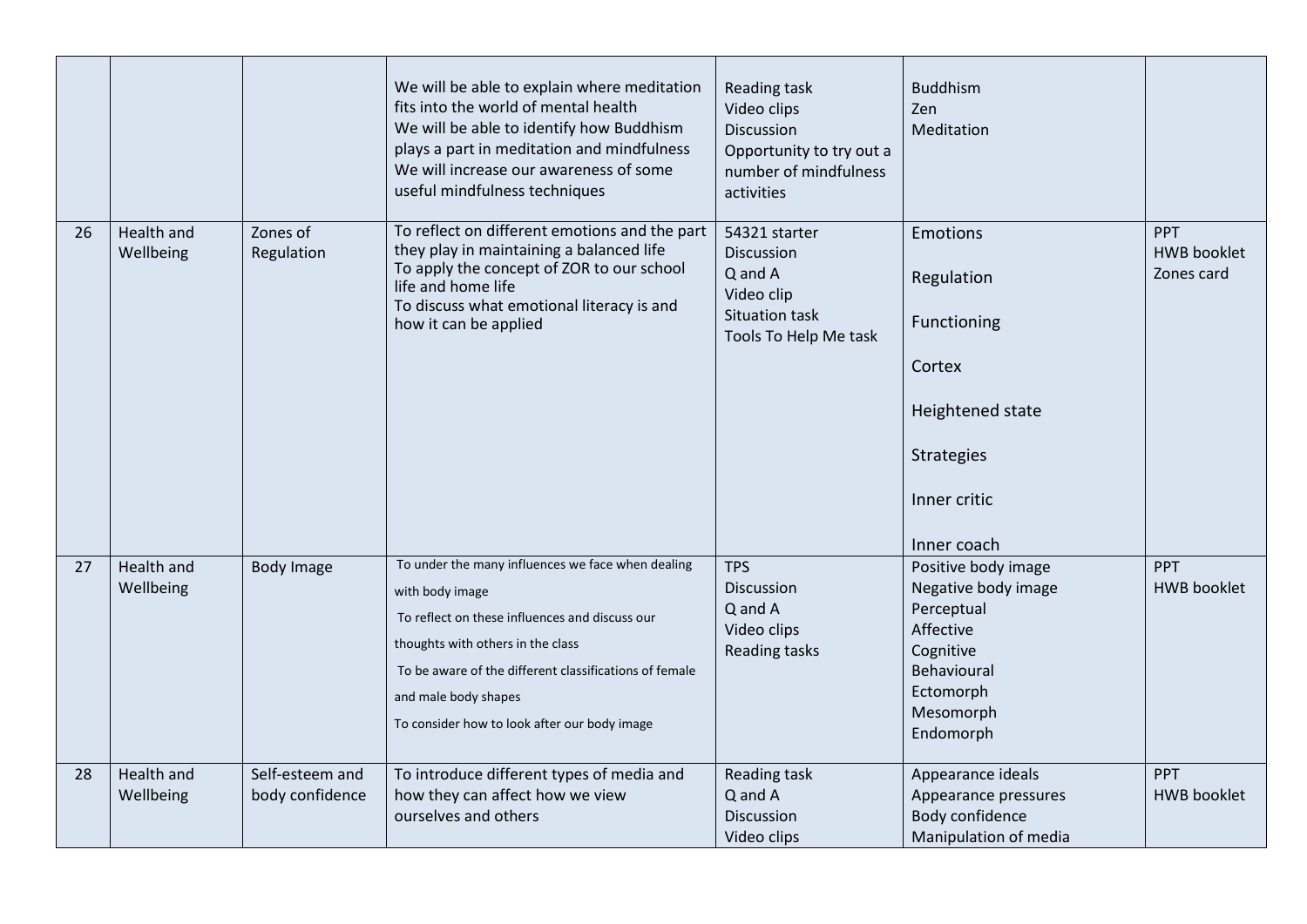| | | | | | | |
|---|---|---|---|---|---|---|
| | | | We will be able to explain where meditation fits into the world of mental health<br>We will be able to identify how Buddhism plays a part in meditation and mindfulness<br>We will increase our awareness of some useful mindfulness techniques | Reading task<br>Video clips<br>Discussion<br>Opportunity to try out a number of mindfulness activities | Buddhism<br>Zen<br>Meditation | |
| 26 | Health and Wellbeing | Zones of Regulation | To reflect on different emotions and the part they play in maintaining a balanced life<br>To apply the concept of ZOR to our school life and home life<br>To discuss what emotional literacy is and how it can be applied | 54321 starter<br>Discussion<br>Q and A<br>Video clip<br>Situation task<br>Tools To Help Me task | Emotions<br>Regulation<br>Functioning<br>Cortex<br>Heightened state<br>Strategies<br>Inner critic<br>Inner coach | PPT<br>HWB booklet<br>Zones card |
| 27 | Health and Wellbeing | Body Image | To under the many influences we face when dealing with body image<br>To reflect on these influences and discuss our thoughts with others in the class<br>To be aware of the different classifications of female and male body shapes<br>To consider how to look after our body image | TPS<br>Discussion<br>Q and A<br>Video clips<br>Reading tasks | Positive body image<br>Negative body image<br>Perceptual<br>Affective<br>Cognitive<br>Behavioural<br>Ectomorph<br>Mesomorph<br>Endomorph | PPT<br>HWB booklet |
| 28 | Health and Wellbeing | Self-esteem and body confidence | To introduce different types of media and how they can affect how we view ourselves and others | Reading task<br>Q and A<br>Discussion<br>Video clips | Appearance ideals<br>Appearance pressures<br>Body confidence<br>Manipulation of media | PPT<br>HWB booklet |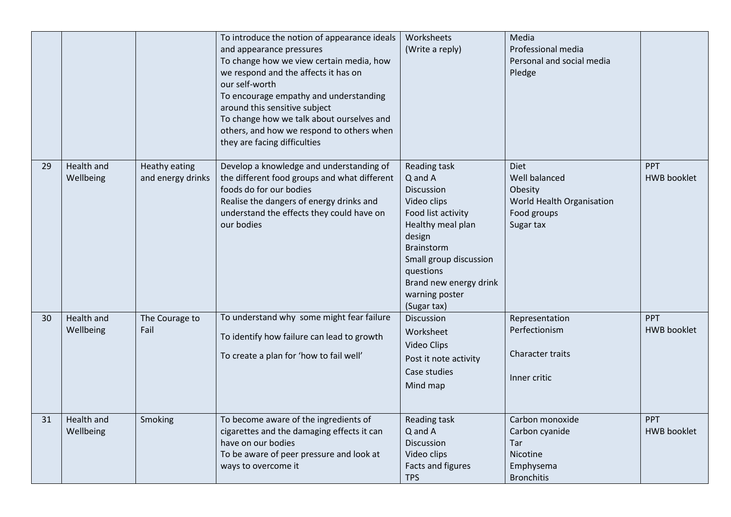| | | | | | | |
|---|---|---|---|---|---|---|
| | | | To introduce the notion of appearance ideals and appearance pressures<br>To change how we view certain media, how we respond and the affects it has on our self-worth<br>To encourage empathy and understanding around this sensitive subject<br>To change how we talk about ourselves and others, and how we respond to others when they are facing difficulties | Worksheets<br>(Write a reply) | Media<br>Professional media<br>Personal and social media<br>Pledge | |
| 29 | Health and Wellbeing | Heathy eating and energy drinks | Develop a knowledge and understanding of the different food groups and what different foods do for our bodies<br>Realise the dangers of energy drinks and understand the effects they could have on our bodies | Reading task<br>Q and A<br>Discussion<br>Video clips<br>Food list activity<br>Healthy meal plan design<br>Brainstorm<br>Small group discussion questions<br>Brand new energy drink warning poster<br>(Sugar tax) | Diet<br>Well balanced<br>Obesity<br>World Health Organisation<br>Food groups<br>Sugar tax | PPT<br>HWB booklet |
| 30 | Health and Wellbeing | The Courage to Fail | To understand why some might fear failure<br>To identify how failure can lead to growth<br>To create a plan for 'how to fail well' | Discussion<br>Worksheet<br>Video Clips<br>Post it note activity<br>Case studies<br>Mind map | Representation<br>Perfectionism<br>Character traits<br>Inner critic | PPT<br>HWB booklet |
| 31 | Health and Wellbeing | Smoking | To become aware of the ingredients of cigarettes and the damaging effects it can have on our bodies<br>To be aware of peer pressure and look at ways to overcome it | Reading task<br>Q and A<br>Discussion<br>Video clips<br>Facts and figures<br>TPS | Carbon monoxide<br>Carbon cyanide<br>Tar<br>Nicotine<br>Emphysema<br>Bronchitis | PPT<br>HWB booklet |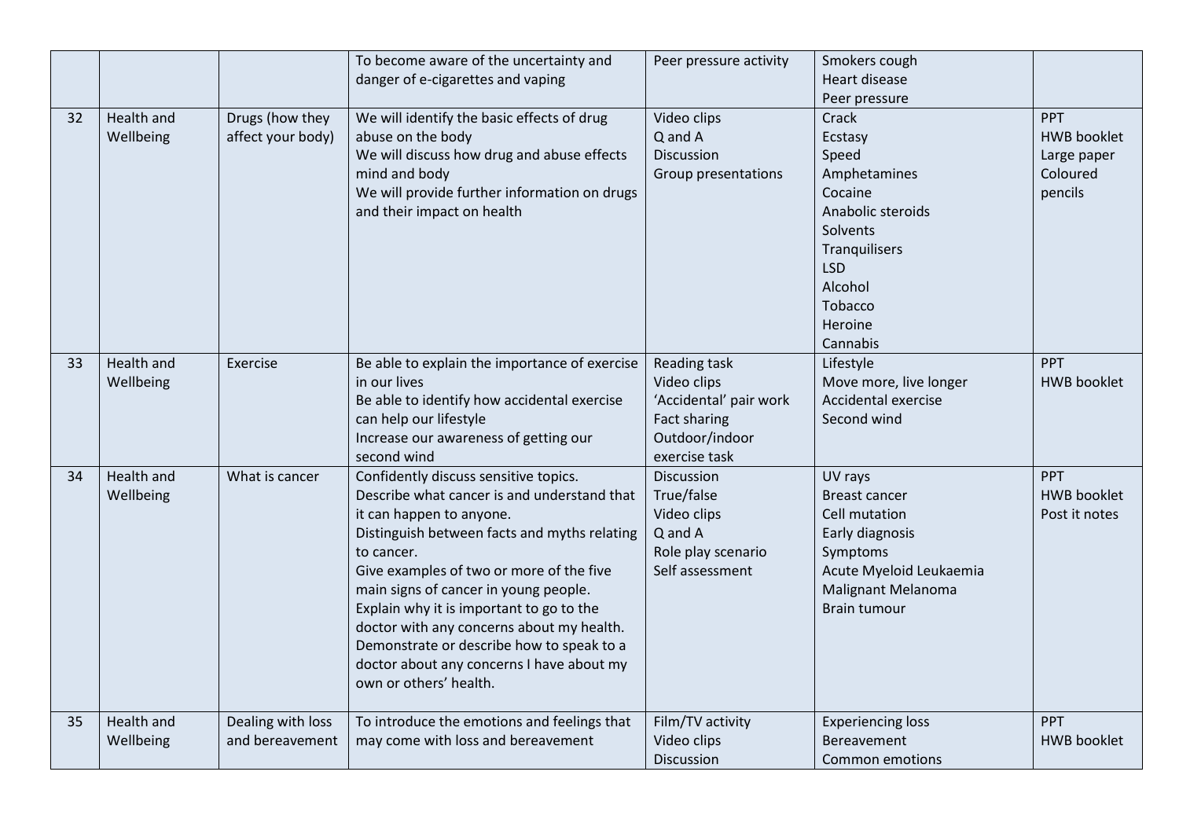| | | | | | | |
|---|---|---|---|---|---|---|
| | | | To become aware of the uncertainty and danger of e-cigarettes and vaping | Peer pressure activity | Smokers cough<br>Heart disease<br>Peer pressure | |
| 32 | Health and Wellbeing | Drugs (how they affect your body) | We will identify the basic effects of drug abuse on the body<br>We will discuss how drug and abuse effects mind and body<br>We will provide further information on drugs and their impact on health | Video clips<br>Q and A<br>Discussion<br>Group presentations | Crack<br>Ecstasy<br>Speed<br>Amphetamines<br>Cocaine<br>Anabolic steroids<br>Solvents<br>Tranquilisers<br>LSD<br>Alcohol<br>Tobacco<br>Heroine<br>Cannabis | PPT<br>HWB booklet<br>Large paper<br>Coloured pencils |
| 33 | Health and Wellbeing | Exercise | Be able to explain the importance of exercise in our lives<br>Be able to identify how accidental exercise can help our lifestyle<br>Increase our awareness of getting our second wind | Reading task<br>Video clips<br>'Accidental' pair work<br>Fact sharing<br>Outdoor/indoor exercise task | Lifestyle<br>Move more, live longer<br>Accidental exercise<br>Second wind | PPT<br>HWB booklet |
| 34 | Health and Wellbeing | What is cancer | Confidently discuss sensitive topics.<br>Describe what cancer is and understand that it can happen to anyone.<br>Distinguish between facts and myths relating to cancer.<br>Give examples of two or more of the five main signs of cancer in young people.<br>Explain why it is important to go to the doctor with any concerns about my health.<br>Demonstrate or describe how to speak to a doctor about any concerns I have about my own or others' health. | Discussion<br>True/false<br>Video clips<br>Q and A<br>Role play scenario<br>Self assessment | UV rays<br>Breast cancer<br>Cell mutation<br>Early diagnosis<br>Symptoms<br>Acute Myeloid Leukaemia<br>Malignant Melanoma<br>Brain tumour | PPT<br>HWB booklet<br>Post it notes |
| 35 | Health and Wellbeing | Dealing with loss and bereavement | To introduce the emotions and feelings that may come with loss and bereavement | Film/TV activity<br>Video clips<br>Discussion | Experiencing loss<br>Bereavement<br>Common emotions | PPT<br>HWB booklet |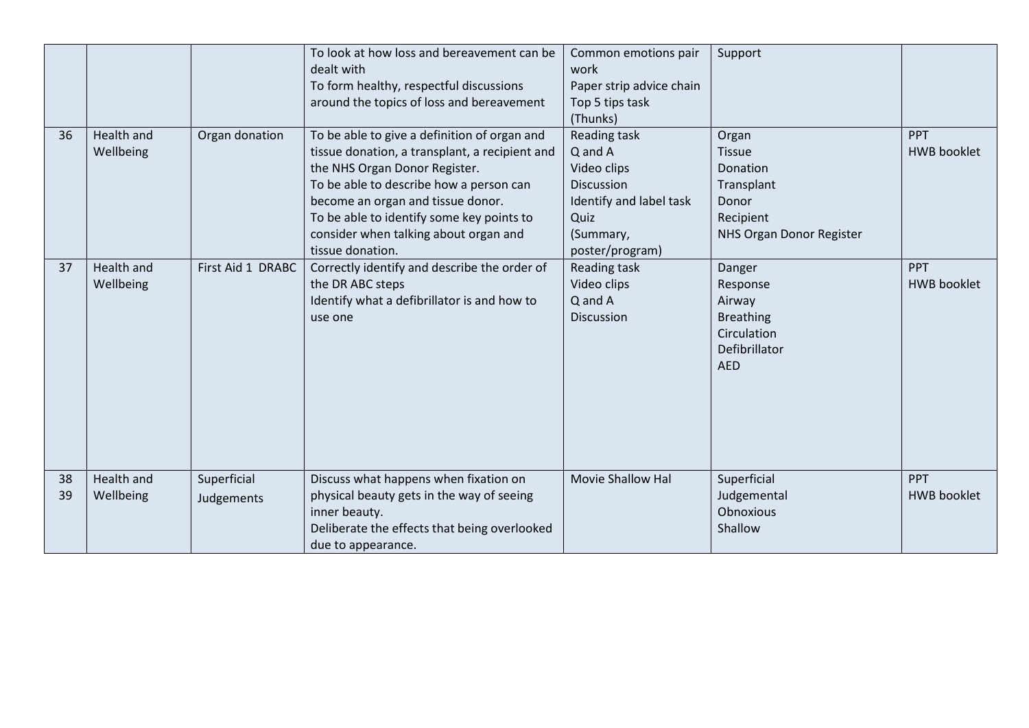| | | | | | | |
|---|---|---|---|---|---|---|
| | | | To look at how loss and bereavement can be dealt with<br>To form healthy, respectful discussions around the topics of loss and bereavement | Common emotions pair work<br>Paper strip advice chain<br>Top 5 tips task<br>(Thunks) | Support | |
| 36 | Health and Wellbeing | Organ donation | To be able to give a definition of organ and tissue donation, a transplant, a recipient and the NHS Organ Donor Register.<br>To be able to describe how a person can become an organ and tissue donor.<br>To be able to identify some key points to consider when talking about organ and tissue donation. | Reading task<br>Q and A<br>Video clips<br>Discussion<br>Identify and label task<br>Quiz<br>(Summary, poster/program) | Organ<br>Tissue<br>Donation<br>Transplant<br>Donor<br>Recipient<br>NHS Organ Donor Register | PPT<br>HWB booklet |
| 37 | Health and Wellbeing | First Aid 1 DRABC | Correctly identify and describe the order of the DR ABC steps<br>Identify what a defibrillator is and how to use one | Reading task<br>Video clips<br>Q and A<br>Discussion | Danger<br>Response<br>Airway<br>Breathing<br>Circulation<br>Defibrillator<br>AED | PPT<br>HWB booklet |
| 38<br>39 | Health and Wellbeing | Superficial Judgements | Discuss what happens when fixation on physical beauty gets in the way of seeing inner beauty.<br>Deliberate the effects that being overlooked due to appearance. | Movie Shallow Hal | Superficial<br>Judgemental<br>Obnoxious<br>Shallow | PPT<br>HWB booklet |